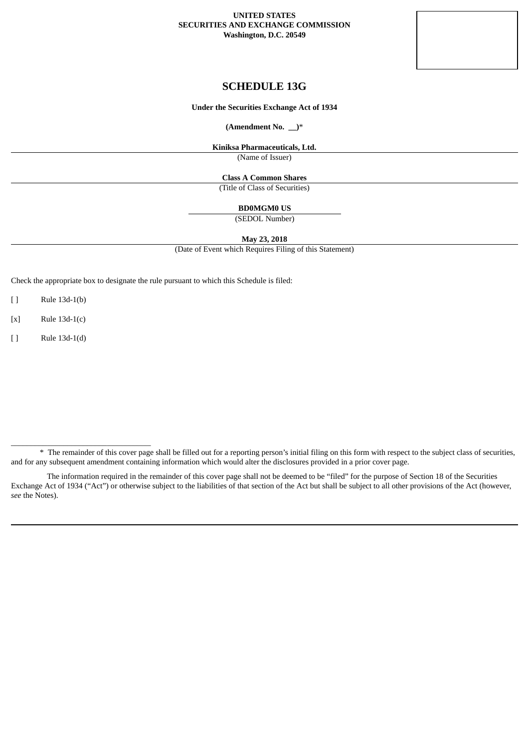**UNITED STATES**
**SECURITIES AND EXCHANGE COMMISSION**
**Washington, D.C. 20549**

# SCHEDULE 13G

**Under the Securities Exchange Act of 1934**

**(Amendment No. __)***

**Kiniksa Pharmaceuticals, Ltd.**
(Name of Issuer)

**Class A Common Shares**
(Title of Class of Securities)

**BD0MGM0 US**
(SEDOL Number)

**May 23, 2018**
(Date of Event which Requires Filing of this Statement)

Check the appropriate box to designate the rule pursuant to which this Schedule is filed:

[ ] Rule 13d-1(b)

[x] Rule 13d-1(c)

[ ] Rule 13d-1(d)

* The remainder of this cover page shall be filled out for a reporting person's initial filing on this form with respect to the subject class of securities, and for any subsequent amendment containing information which would alter the disclosures provided in a prior cover page.

The information required in the remainder of this cover page shall not be deemed to be "filed" for the purpose of Section 18 of the Securities Exchange Act of 1934 ("Act") or otherwise subject to the liabilities of that section of the Act but shall be subject to all other provisions of the Act (however, *see* the Notes).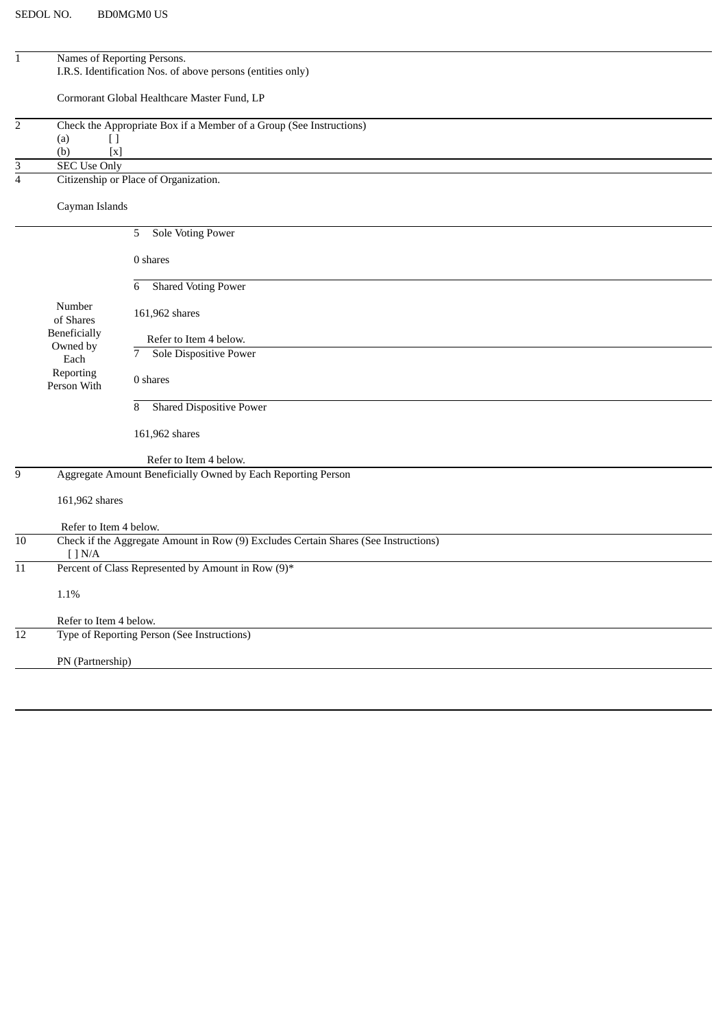SEDOL NO. BD0MGM0 US

| | |
|---|---|
| 1 | Names of Reporting Persons.<br>I.R.S. Identification Nos. of above persons (entities only)<br><br>Cormorant Global Healthcare Master Fund, LP |
| 2 | Check the Appropriate Box if a Member of a Group (See Instructions)<br>(a) [ ]<br>(b) [x] |
| 3 | SEC Use Only |
| 4 | Citizenship or Place of Organization.<br><br>Cayman Islands |

| | | |
|---|---|---|
| Number of Shares Beneficially Owned by Each Reporting Person With | 5 | Sole Voting Power<br><br>0 shares |
| | 6 | Shared Voting Power<br><br>161,962 shares<br><br>Refer to Item 4 below. |
| | 7 | Sole Dispositive Power<br><br>0 shares |
| | 8 | Shared Dispositive Power<br><br>161,962 shares<br><br>Refer to Item 4 below. |

| | |
|---|---|
| 9 | Aggregate Amount Beneficially Owned by Each Reporting Person<br><br>161,962 shares<br><br>Refer to Item 4 below. |
| 10 | Check if the Aggregate Amount in Row (9) Excludes Certain Shares (See Instructions)<br>[ ] N/A |
| 11 | Percent of Class Represented by Amount in Row (9)*<br><br>1.1%<br><br>Refer to Item 4 below. |
| 12 | Type of Reporting Person (See Instructions)<br><br>PN (Partnership) |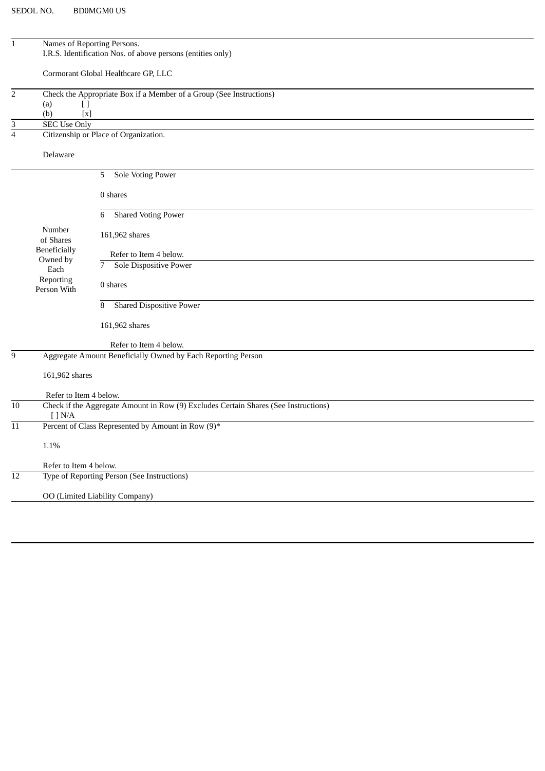SEDOL NO. BD0MGM0 US

| | |
|---|---|
| 1 | Names of Reporting Persons.<br>I.R.S. Identification Nos. of above persons (entities only)<br><br>Cormorant Global Healthcare GP, LLC |
| 2 | Check the Appropriate Box if a Member of a Group (See Instructions)<br>(a) [ ]<br>(b) [x] |
| 3 | SEC Use Only |
| 4 | Citizenship or Place of Organization.<br><br>Delaware |

| Number of Shares Beneficially Owned by Each Reporting Person With | |
|---|---|
| | 5 Sole Voting Power<br><br>0 shares |
| | 6 Shared Voting Power<br><br>161,962 shares<br><br>Refer to Item 4 below. |
| | 7 Sole Dispositive Power<br><br>0 shares |
| | 8 Shared Dispositive Power<br><br>161,962 shares<br><br>Refer to Item 4 below. |

| | |
|---|---|
| 9 | Aggregate Amount Beneficially Owned by Each Reporting Person<br><br>161,962 shares<br><br>Refer to Item 4 below. |
| 10 | Check if the Aggregate Amount in Row (9) Excludes Certain Shares (See Instructions)<br>[ ] N/A |
| 11 | Percent of Class Represented by Amount in Row (9)*<br><br>1.1%<br><br>Refer to Item 4 below. |
| 12 | Type of Reporting Person (See Instructions)<br><br>OO (Limited Liability Company) |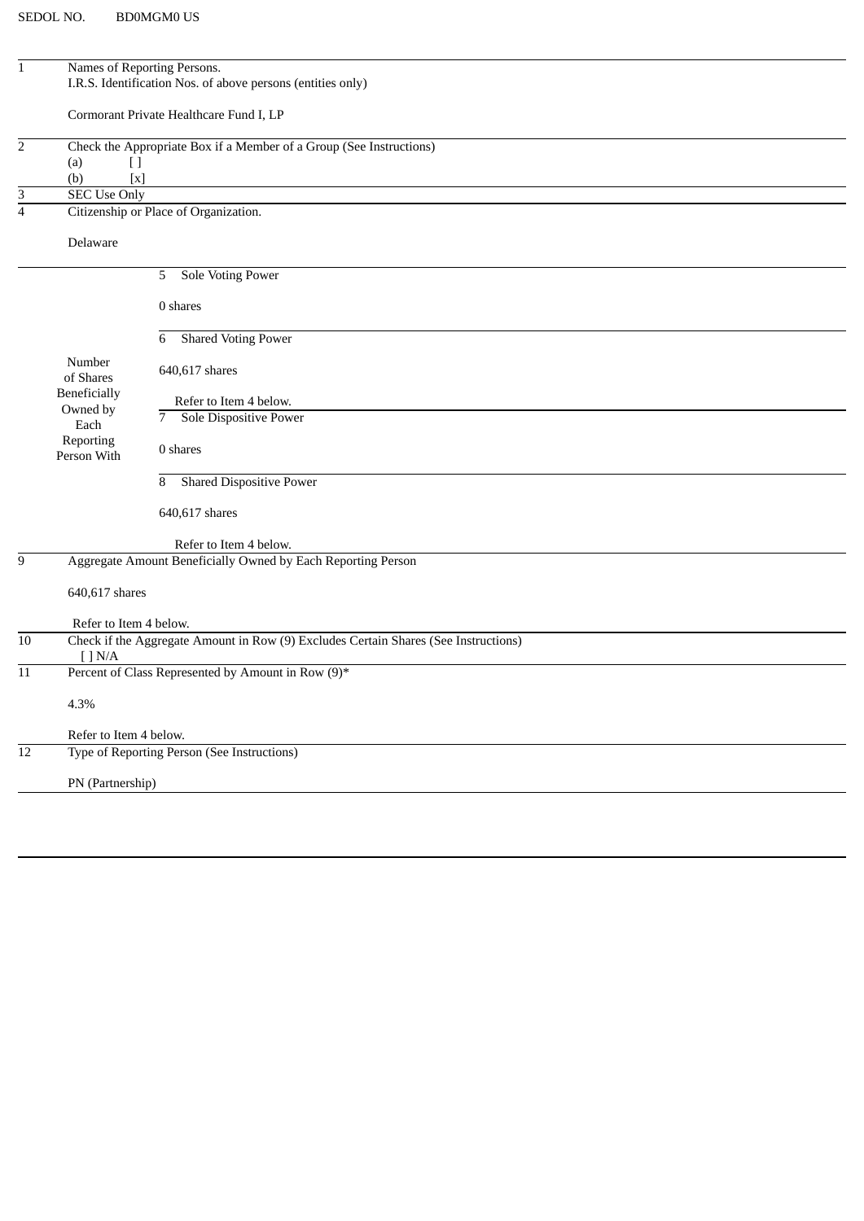SEDOL NO. BD0MGM0 US

| | | |
|---|---|---|
| 1 | Names of Reporting Persons.<br>I.R.S. Identification Nos. of above persons (entities only)<br><br>Cormorant Private Healthcare Fund I, LP | |
| 2 | Check the Appropriate Box if a Member of a Group (See Instructions)<br>(a) [ ]<br>(b) [x] | |
| 3 | SEC Use Only | |
| 4 | Citizenship or Place of Organization.<br><br>Delaware | |
| Number of Shares Beneficially Owned by Each Reporting Person With | 5 Sole Voting Power<br><br>0 shares | |
| | 6 Shared Voting Power<br><br>640,617 shares<br><br>Refer to Item 4 below. | |
| | 7 Sole Dispositive Power<br><br>0 shares | |
| | 8 Shared Dispositive Power<br><br>640,617 shares<br><br>Refer to Item 4 below. | |
| 9 | Aggregate Amount Beneficially Owned by Each Reporting Person<br><br>640,617 shares<br><br>Refer to Item 4 below. | |
| 10 | Check if the Aggregate Amount in Row (9) Excludes Certain Shares (See Instructions)<br>[ ] N/A | |
| 11 | Percent of Class Represented by Amount in Row (9)*<br><br>4.3%<br><br>Refer to Item 4 below. | |
| 12 | Type of Reporting Person (See Instructions)<br><br>PN (Partnership) | |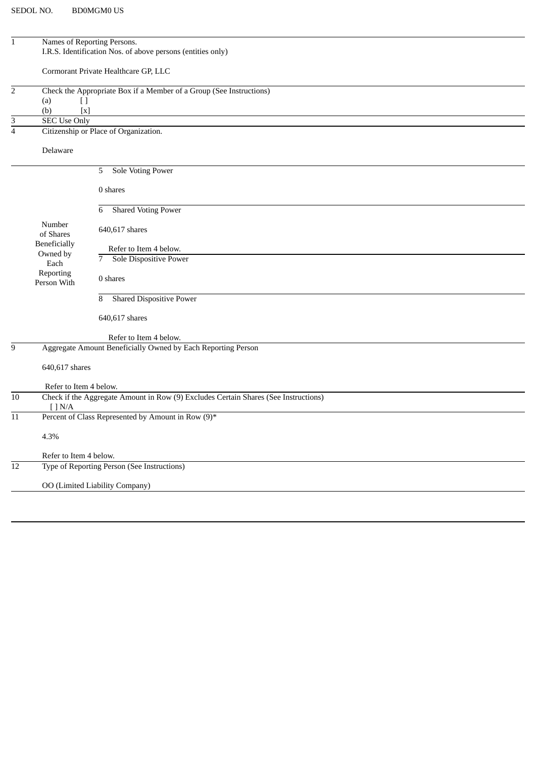SEDOL NO. BD0MGM0 US

| | | |
|---|---|---|
| 1 | Names of Reporting Persons.<br>I.R.S. Identification Nos. of above persons (entities only)<br><br>Cormorant Private Healthcare GP, LLC | |
| 2 | Check the Appropriate Box if a Member of a Group (See Instructions)<br>(a) [ ]<br>(b) [x] | |
| 3 | SEC Use Only | |
| 4 | Citizenship or Place of Organization.<br><br>Delaware | |
| Number of Shares Beneficially Owned by Each Reporting Person With | 5 Sole Voting Power<br><br>0 shares | |
| | 6 Shared Voting Power<br><br>640,617 shares<br><br>Refer to Item 4 below. | |
| | 7 Sole Dispositive Power<br><br>0 shares | |
| | 8 Shared Dispositive Power<br><br>640,617 shares<br><br>Refer to Item 4 below. | |
| 9 | Aggregate Amount Beneficially Owned by Each Reporting Person<br><br>640,617 shares<br><br>Refer to Item 4 below. | |
| 10 | Check if the Aggregate Amount in Row (9) Excludes Certain Shares (See Instructions)<br>[ ] N/A | |
| 11 | Percent of Class Represented by Amount in Row (9)*<br><br>4.3%<br><br>Refer to Item 4 below. | |
| 12 | Type of Reporting Person (See Instructions)<br><br>OO (Limited Liability Company) | |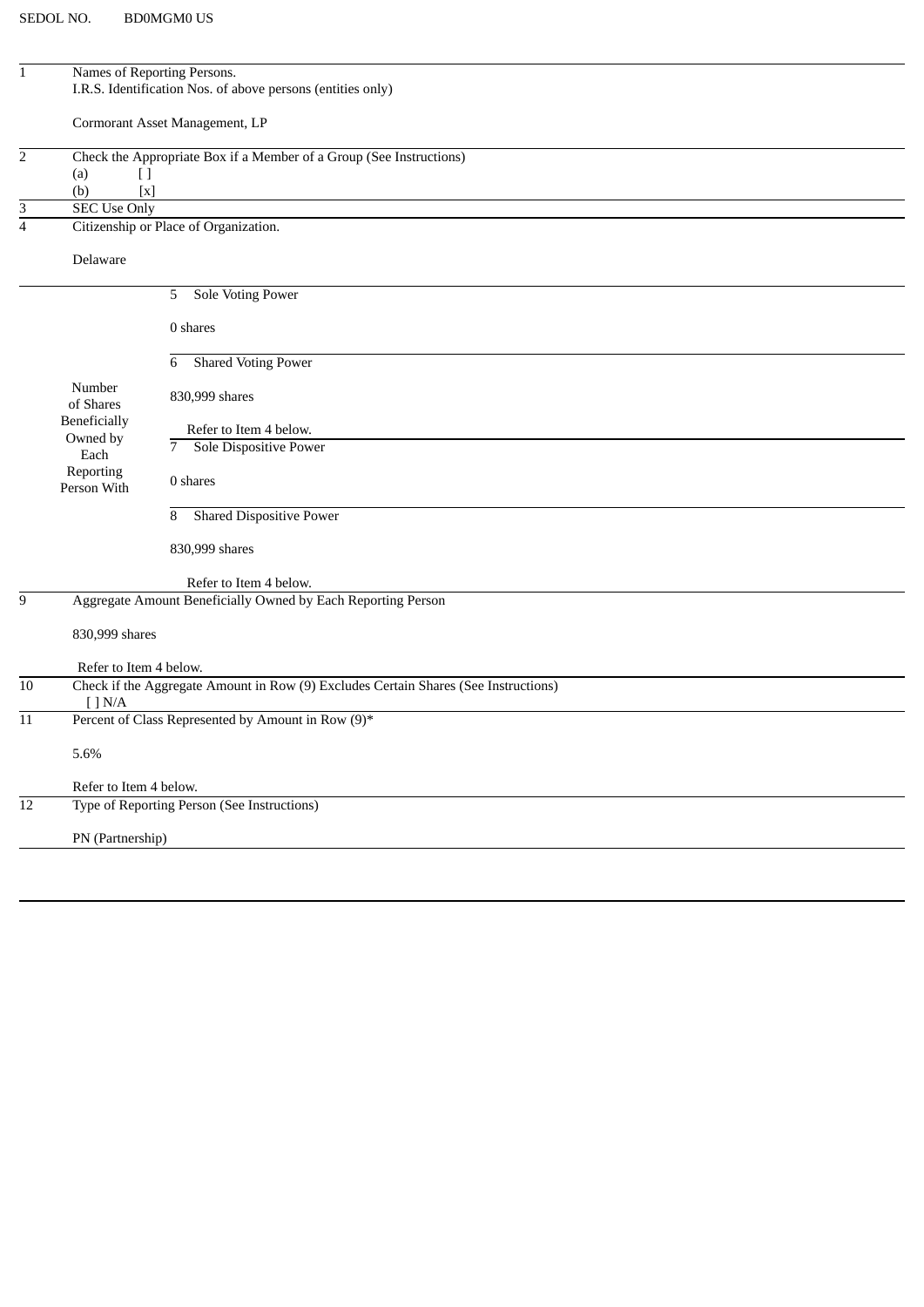SEDOL NO. BD0MGM0 US

| | | |
|---|---|---|
| 1 | Names of Reporting Persons.<br>I.R.S. Identification Nos. of above persons (entities only)<br><br>Cormorant Asset Management, LP | |
| 2 | Check the Appropriate Box if a Member of a Group (See Instructions)<br>(a) [ ]<br>(b) [x] | |
| 3 | SEC Use Only | |
| 4 | Citizenship or Place of Organization.<br><br>Delaware | |
| Number of Shares Beneficially Owned by Each Reporting Person With | 5 Sole Voting Power | 0 shares |
| | 6 Shared Voting Power | 830,999 shares<br><br>Refer to Item 4 below. |
| | 7 Sole Dispositive Power | 0 shares |
| | 8 Shared Dispositive Power | 830,999 shares<br><br>Refer to Item 4 below. |
| 9 | Aggregate Amount Beneficially Owned by Each Reporting Person<br><br>830,999 shares<br><br>Refer to Item 4 below. | |
| 10 | Check if the Aggregate Amount in Row (9) Excludes Certain Shares (See Instructions)<br>[ ] N/A | |
| 11 | Percent of Class Represented by Amount in Row (9)*<br><br>5.6%<br><br>Refer to Item 4 below. | |
| 12 | Type of Reporting Person (See Instructions)<br><br>PN (Partnership) | |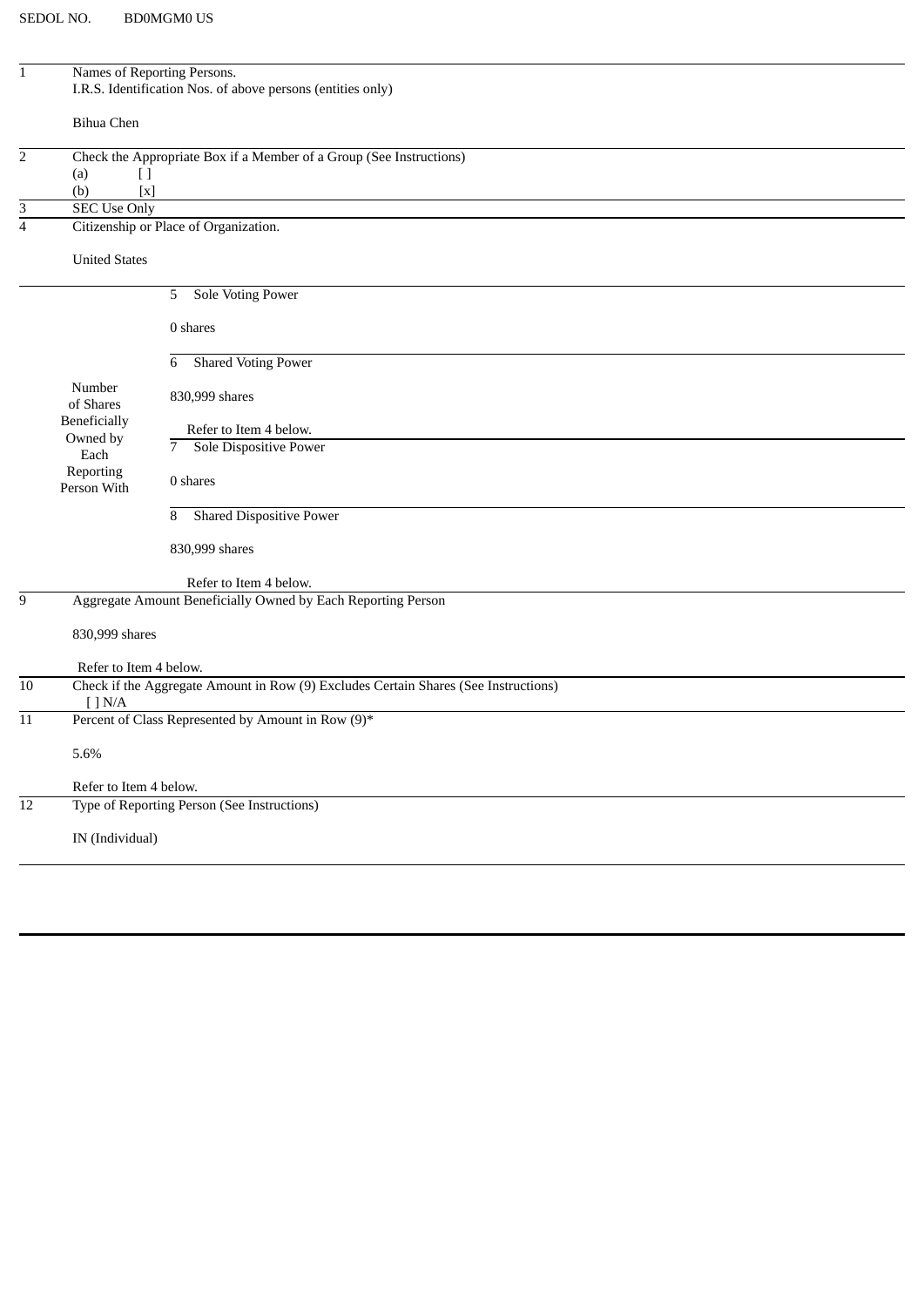SEDOL NO. BD0MGM0 US

| | | | |
|---|---|---|---|
| 1 | Names of Reporting Persons.<br>I.R.S. Identification Nos. of above persons (entities only)<br><br>Bihua Chen | | |
| 2 | Check the Appropriate Box if a Member of a Group (See Instructions)<br>(a) [ ]<br>(b) [x] | | |
| 3 | SEC Use Only | | |
| 4 | Citizenship or Place of Organization.<br><br>United States | | |
| Number of Shares Beneficially Owned by Each Reporting Person With | | 5 | Sole Voting Power<br><br>0 shares |
| | | 6 | Shared Voting Power<br><br>830,999 shares<br><br>Refer to Item 4 below. |
| | | 7 | Sole Dispositive Power<br><br>0 shares |
| | | 8 | Shared Dispositive Power<br><br>830,999 shares<br><br>Refer to Item 4 below. |
| 9 | Aggregate Amount Beneficially Owned by Each Reporting Person<br><br>830,999 shares<br><br>Refer to Item 4 below. | | |
| 10 | Check if the Aggregate Amount in Row (9) Excludes Certain Shares (See Instructions)<br>[ ] N/A | | |
| 11 | Percent of Class Represented by Amount in Row (9)*<br><br>5.6%<br><br>Refer to Item 4 below. | | |
| 12 | Type of Reporting Person (See Instructions)<br><br>IN (Individual) | | |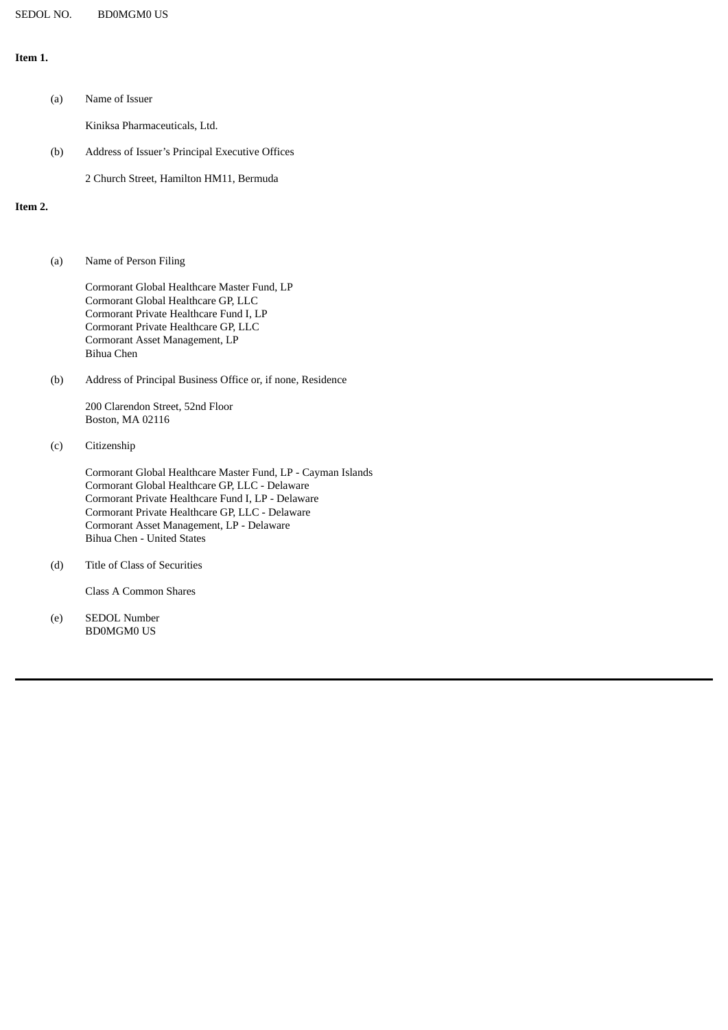SEDOL NO. BD0MGM0 US

**Item 1.**

(a) Name of Issuer

Kiniksa Pharmaceuticals, Ltd.

(b) Address of Issuer's Principal Executive Offices

2 Church Street, Hamilton HM11, Bermuda

**Item 2.**

(a) Name of Person Filing

Cormorant Global Healthcare Master Fund, LP
Cormorant Global Healthcare GP, LLC
Cormorant Private Healthcare Fund I, LP
Cormorant Private Healthcare GP, LLC
Cormorant Asset Management, LP
Bihua Chen

(b) Address of Principal Business Office or, if none, Residence

200 Clarendon Street, 52nd Floor
Boston, MA 02116

(c) Citizenship

Cormorant Global Healthcare Master Fund, LP - Cayman Islands
Cormorant Global Healthcare GP, LLC - Delaware
Cormorant Private Healthcare Fund I, LP - Delaware
Cormorant Private Healthcare GP, LLC - Delaware
Cormorant Asset Management, LP - Delaware
Bihua Chen - United States

(d) Title of Class of Securities

Class A Common Shares

(e) SEDOL Number
BD0MGM0 US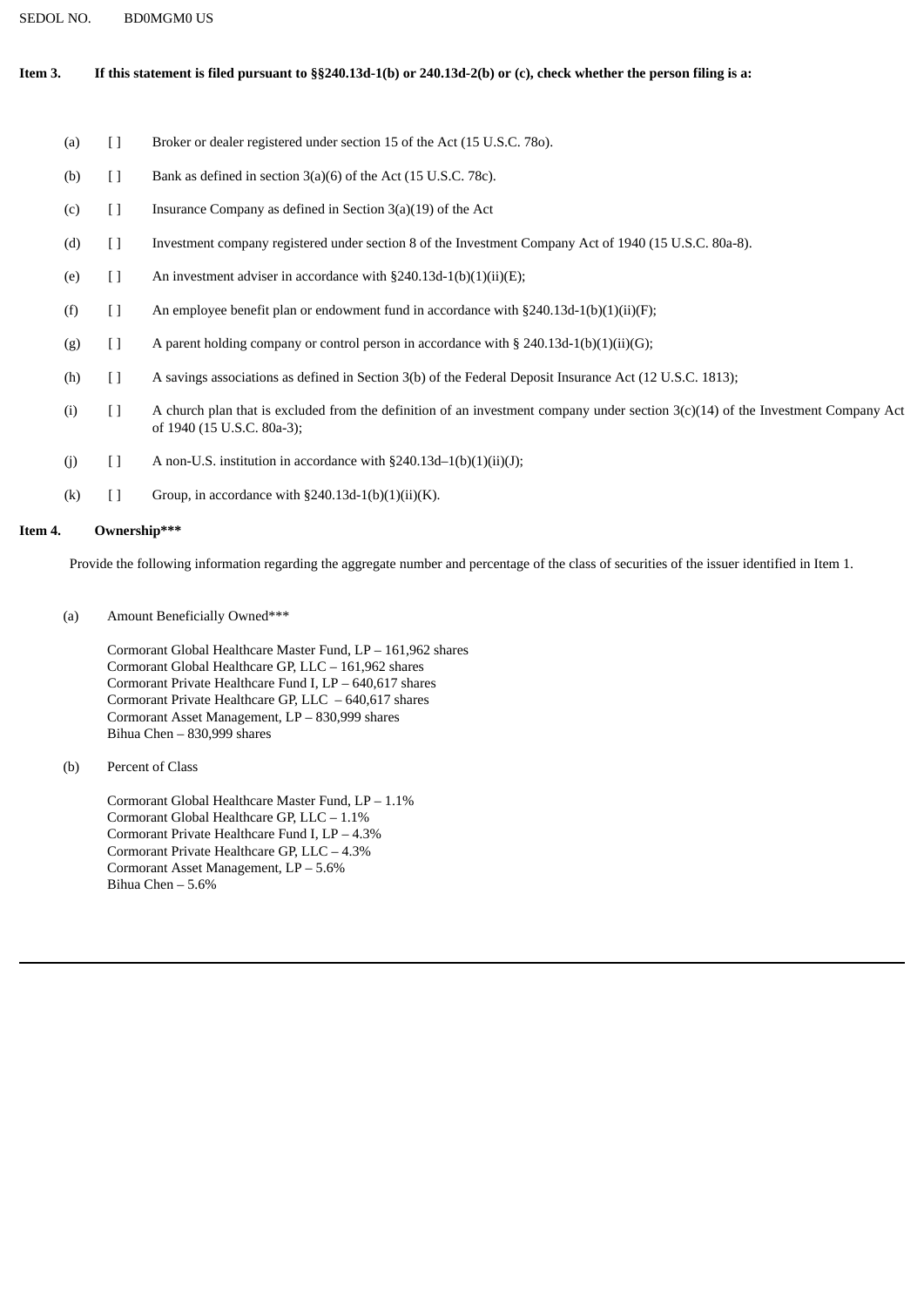SEDOL NO. BD0MGM0 US

**Item 3. If this statement is filed pursuant to §§240.13d-1(b) or 240.13d-2(b) or (c), check whether the person filing is a:**

(a) [ ] Broker or dealer registered under section 15 of the Act (15 U.S.C. 78o).

(b) [ ] Bank as defined in section 3(a)(6) of the Act (15 U.S.C. 78c).

(c) [ ] Insurance Company as defined in Section 3(a)(19) of the Act

(d) [ ] Investment company registered under section 8 of the Investment Company Act of 1940 (15 U.S.C. 80a-8).

(e) [ ] An investment adviser in accordance with §240.13d-1(b)(1)(ii)(E);

(f) [ ] An employee benefit plan or endowment fund in accordance with §240.13d-1(b)(1)(ii)(F);

(g) [ ] A parent holding company or control person in accordance with § 240.13d-1(b)(1)(ii)(G);

(h) [ ] A savings associations as defined in Section 3(b) of the Federal Deposit Insurance Act (12 U.S.C. 1813);

(i) [ ] A church plan that is excluded from the definition of an investment company under section 3(c)(14) of the Investment Company Act of 1940 (15 U.S.C. 80a-3);

(j) [ ] A non-U.S. institution in accordance with §240.13d–1(b)(1)(ii)(J);

(k) [ ] Group, in accordance with §240.13d-1(b)(1)(ii)(K).

**Item 4. Ownership*****

Provide the following information regarding the aggregate number and percentage of the class of securities of the issuer identified in Item 1.

(a) Amount Beneficially Owned***

Cormorant Global Healthcare Master Fund, LP – 161,962 shares
Cormorant Global Healthcare GP, LLC – 161,962 shares
Cormorant Private Healthcare Fund I, LP – 640,617 shares
Cormorant Private Healthcare GP, LLC – 640,617 shares
Cormorant Asset Management, LP – 830,999 shares
Bihua Chen – 830,999 shares

(b) Percent of Class

Cormorant Global Healthcare Master Fund, LP – 1.1%
Cormorant Global Healthcare GP, LLC – 1.1%
Cormorant Private Healthcare Fund I, LP – 4.3%
Cormorant Private Healthcare GP, LLC – 4.3%
Cormorant Asset Management, LP – 5.6%
Bihua Chen – 5.6%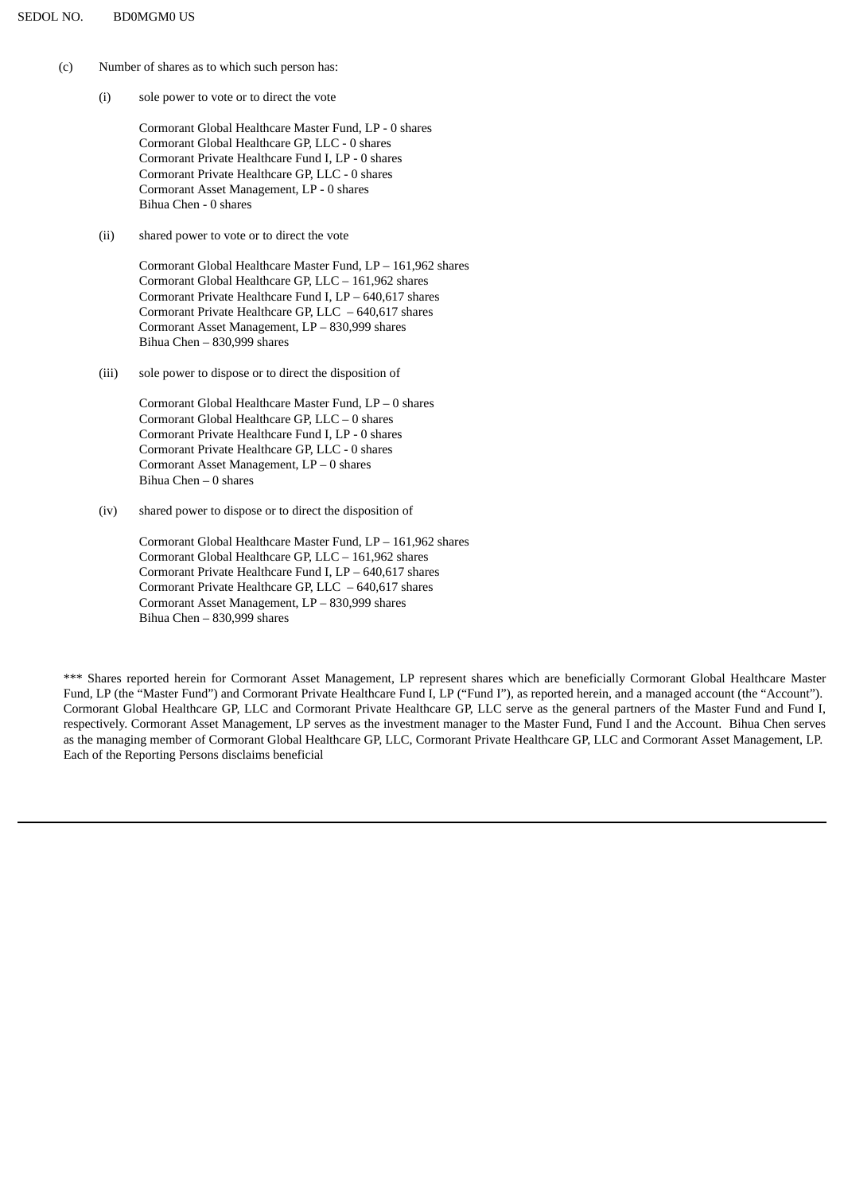SEDOL NO. BD0MGM0 US

(c) Number of shares as to which such person has:

(i) sole power to vote or to direct the vote

Cormorant Global Healthcare Master Fund, LP - 0 shares
Cormorant Global Healthcare GP, LLC - 0 shares
Cormorant Private Healthcare Fund I, LP - 0 shares
Cormorant Private Healthcare GP, LLC - 0 shares
Cormorant Asset Management, LP - 0 shares
Bihua Chen - 0 shares

(ii) shared power to vote or to direct the vote

Cormorant Global Healthcare Master Fund, LP – 161,962 shares
Cormorant Global Healthcare GP, LLC – 161,962 shares
Cormorant Private Healthcare Fund I, LP – 640,617 shares
Cormorant Private Healthcare GP, LLC – 640,617 shares
Cormorant Asset Management, LP – 830,999 shares
Bihua Chen – 830,999 shares

(iii) sole power to dispose or to direct the disposition of

Cormorant Global Healthcare Master Fund, LP – 0 shares
Cormorant Global Healthcare GP, LLC – 0 shares
Cormorant Private Healthcare Fund I, LP - 0 shares
Cormorant Private Healthcare GP, LLC - 0 shares
Cormorant Asset Management, LP – 0 shares
Bihua Chen – 0 shares

(iv) shared power to dispose or to direct the disposition of

Cormorant Global Healthcare Master Fund, LP – 161,962 shares
Cormorant Global Healthcare GP, LLC – 161,962 shares
Cormorant Private Healthcare Fund I, LP – 640,617 shares
Cormorant Private Healthcare GP, LLC – 640,617 shares
Cormorant Asset Management, LP – 830,999 shares
Bihua Chen – 830,999 shares

*** Shares reported herein for Cormorant Asset Management, LP represent shares which are beneficially Cormorant Global Healthcare Master Fund, LP (the "Master Fund") and Cormorant Private Healthcare Fund I, LP ("Fund I"), as reported herein, and a managed account (the "Account"). Cormorant Global Healthcare GP, LLC and Cormorant Private Healthcare GP, LLC serve as the general partners of the Master Fund and Fund I, respectively. Cormorant Asset Management, LP serves as the investment manager to the Master Fund, Fund I and the Account. Bihua Chen serves as the managing member of Cormorant Global Healthcare GP, LLC, Cormorant Private Healthcare GP, LLC and Cormorant Asset Management, LP. Each of the Reporting Persons disclaims beneficial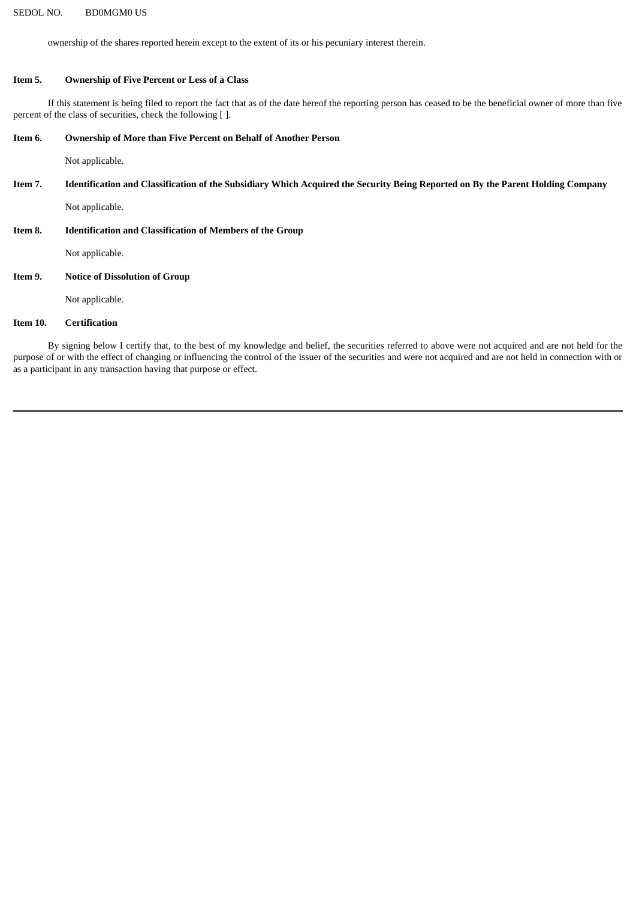ownership of the shares reported herein except to the extent of its or his pecuniary interest therein.

**Item 5. Ownership of Five Percent or Less of a Class**

If this statement is being filed to report the fact that as of the date hereof the reporting person has ceased to be the beneficial owner of more than five percent of the class of securities, check the following [ ].

**Item 6. Ownership of More than Five Percent on Behalf of Another Person**

Not applicable.

**Item 7. Identification and Classification of the Subsidiary Which Acquired the Security Being Reported on By the Parent Holding Company**

Not applicable.

**Item 8. Identification and Classification of Members of the Group**

Not applicable.

**Item 9. Notice of Dissolution of Group**

Not applicable.

**Item 10. Certification**

By signing below I certify that, to the best of my knowledge and belief, the securities referred to above were not acquired and are not held for the purpose of or with the effect of changing or influencing the control of the issuer of the securities and were not acquired and are not held in connection with or as a participant in any transaction having that purpose or effect.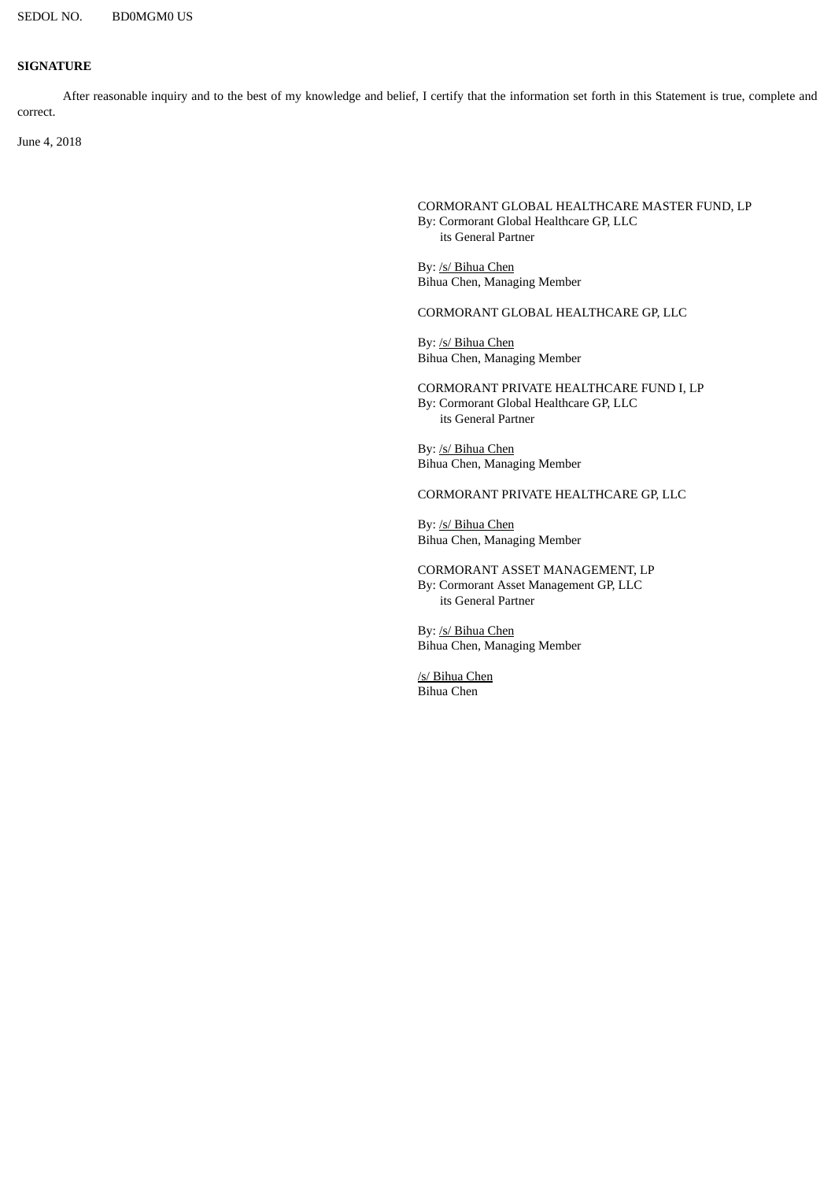SEDOL NO. BD0MGM0 US

**SIGNATURE**

After reasonable inquiry and to the best of my knowledge and belief, I certify that the information set forth in this Statement is true, complete and correct.

June 4, 2018

CORMORANT GLOBAL HEALTHCARE MASTER FUND, LP
By: Cormorant Global Healthcare GP, LLC
its General Partner

By: /s/ Bihua Chen
Bihua Chen, Managing Member

CORMORANT GLOBAL HEALTHCARE GP, LLC

By: /s/ Bihua Chen
Bihua Chen, Managing Member

CORMORANT PRIVATE HEALTHCARE FUND I, LP
By: Cormorant Global Healthcare GP, LLC
its General Partner

By: /s/ Bihua Chen
Bihua Chen, Managing Member

CORMORANT PRIVATE HEALTHCARE GP, LLC

By: /s/ Bihua Chen
Bihua Chen, Managing Member

CORMORANT ASSET MANAGEMENT, LP
By: Cormorant Asset Management GP, LLC
its General Partner

By: /s/ Bihua Chen
Bihua Chen, Managing Member

/s/ Bihua Chen
Bihua Chen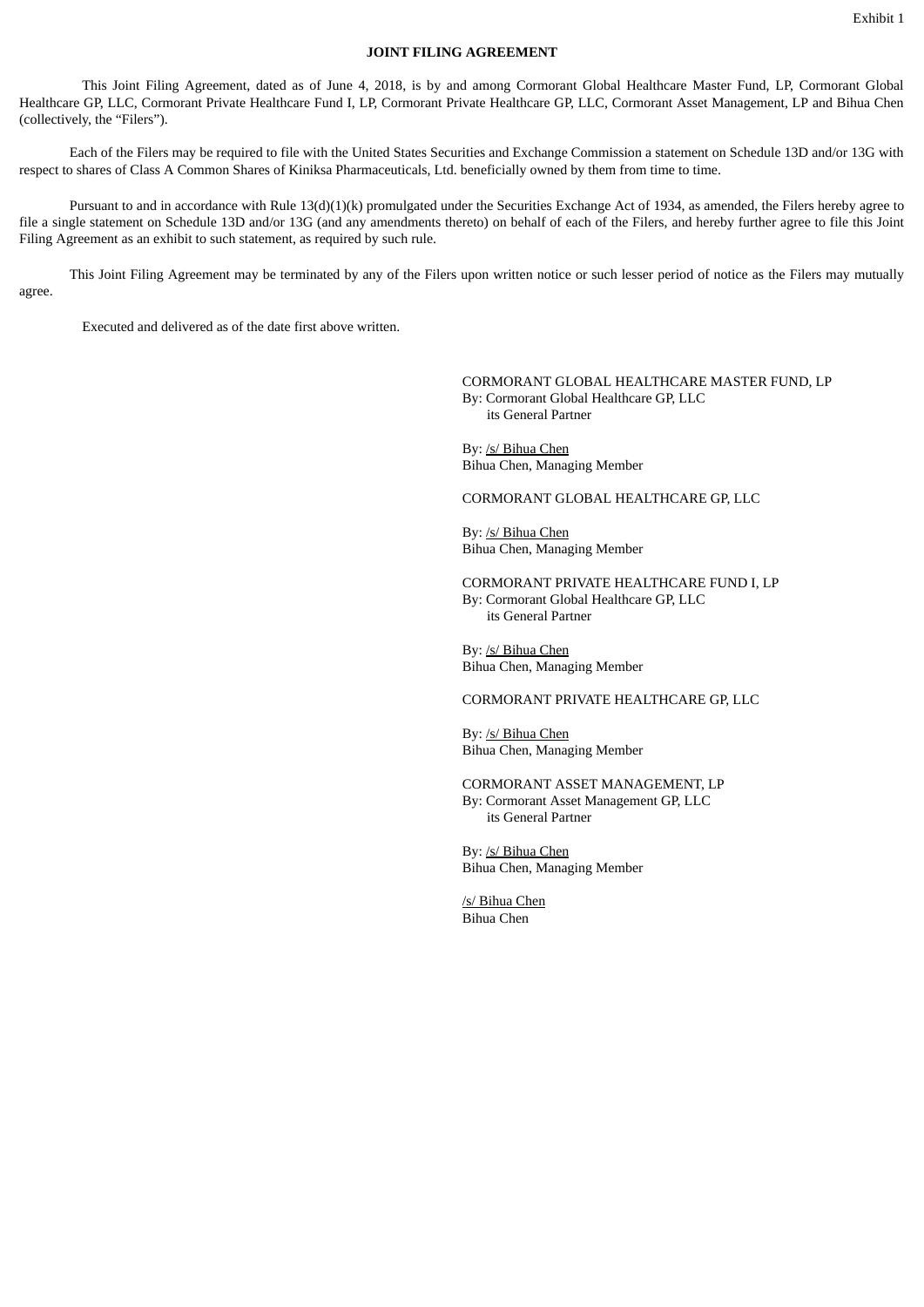Exhibit 1

**JOINT FILING AGREEMENT**

This Joint Filing Agreement, dated as of June 4, 2018, is by and among Cormorant Global Healthcare Master Fund, LP, Cormorant Global Healthcare GP, LLC, Cormorant Private Healthcare Fund I, LP, Cormorant Private Healthcare GP, LLC, Cormorant Asset Management, LP and Bihua Chen (collectively, the "Filers").

Each of the Filers may be required to file with the United States Securities and Exchange Commission a statement on Schedule 13D and/or 13G with respect to shares of Class A Common Shares of Kiniksa Pharmaceuticals, Ltd. beneficially owned by them from time to time.

Pursuant to and in accordance with Rule 13(d)(1)(k) promulgated under the Securities Exchange Act of 1934, as amended, the Filers hereby agree to file a single statement on Schedule 13D and/or 13G (and any amendments thereto) on behalf of each of the Filers, and hereby further agree to file this Joint Filing Agreement as an exhibit to such statement, as required by such rule.

This Joint Filing Agreement may be terminated by any of the Filers upon written notice or such lesser period of notice as the Filers may mutually agree.

Executed and delivered as of the date first above written.

CORMORANT GLOBAL HEALTHCARE MASTER FUND, LP
By: Cormorant Global Healthcare GP, LLC
its General Partner

By: /s/ Bihua Chen
Bihua Chen, Managing Member

CORMORANT GLOBAL HEALTHCARE GP, LLC

By: /s/ Bihua Chen
Bihua Chen, Managing Member

CORMORANT PRIVATE HEALTHCARE FUND I, LP
By: Cormorant Global Healthcare GP, LLC
its General Partner

By: /s/ Bihua Chen
Bihua Chen, Managing Member

CORMORANT PRIVATE HEALTHCARE GP, LLC

By: /s/ Bihua Chen
Bihua Chen, Managing Member

CORMORANT ASSET MANAGEMENT, LP
By: Cormorant Asset Management GP, LLC
its General Partner

By: /s/ Bihua Chen
Bihua Chen, Managing Member

/s/ Bihua Chen
Bihua Chen